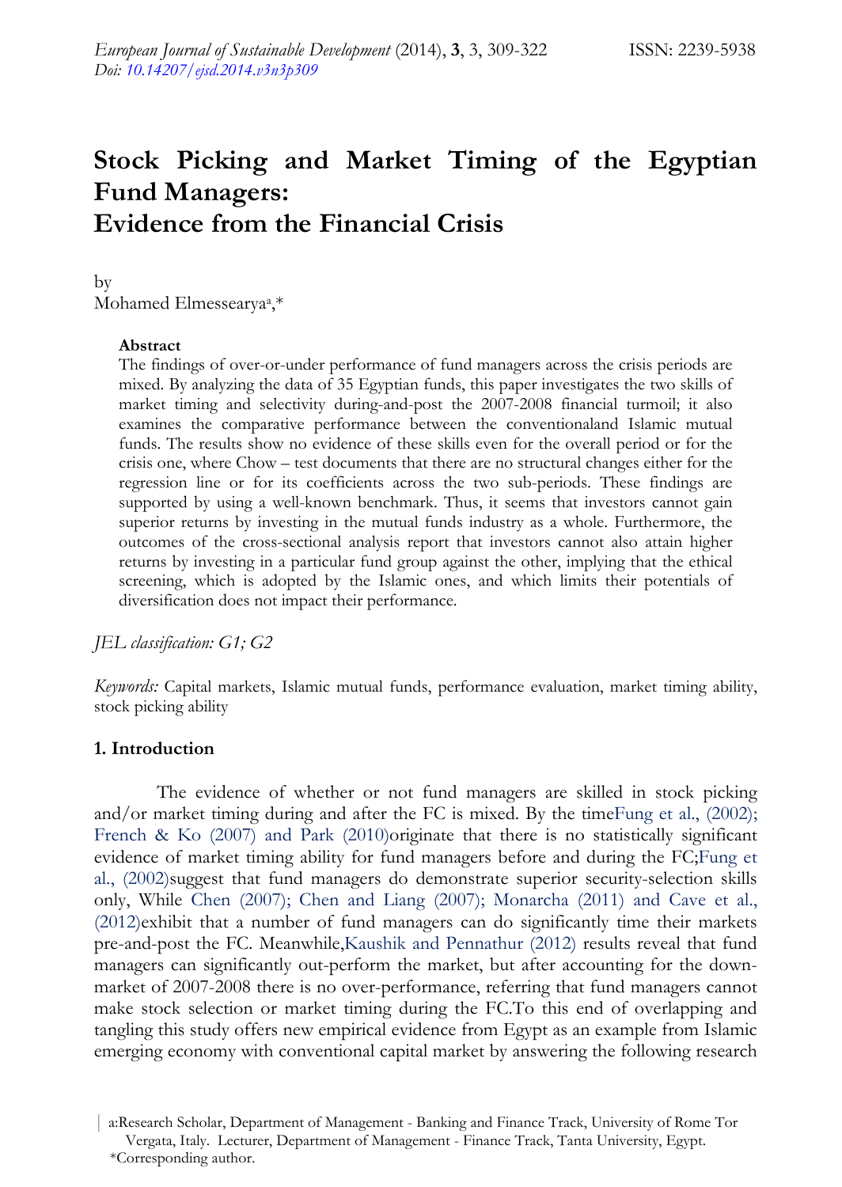# Stock Picking and Market Timing of the Egyptian Fund Managers: Evidence from the Financial Crisis

by
Mohamed Elmessearya[a],*

**Abstract**

The findings of over-or-under performance of fund managers across the crisis periods are mixed. By analyzing the data of 35 Egyptian funds, this paper investigates the two skills of market timing and selectivity during-and-post the 2007-2008 financial turmoil; it also examines the comparative performance between the conventionaland Islamic mutual funds. The results show no evidence of these skills even for the overall period or for the crisis one, where Chow – test documents that there are no structural changes either for the regression line or for its coefficients across the two sub-periods. These findings are supported by using a well-known benchmark. Thus, it seems that investors cannot gain superior returns by investing in the mutual funds industry as a whole. Furthermore, the outcomes of the cross-sectional analysis report that investors cannot also attain higher returns by investing in a particular fund group against the other, implying that the ethical screening, which is adopted by the Islamic ones, and which limits their potentials of diversification does not impact their performance.

*JEL classification: G1; G2*

*Keywords:* Capital markets, Islamic mutual funds, performance evaluation, market timing ability, stock picking ability

## 1. Introduction

The evidence of whether or not fund managers are skilled in stock picking and/or market timing during and after the FC is mixed. By the timeFung et al., (2002); French & Ko (2007) and Park (2010)originate that there is no statistically significant evidence of market timing ability for fund managers before and during the FC;Fung et al., (2002)suggest that fund managers do demonstrate superior security-selection skills only, While Chen (2007); Chen and Liang (2007); Monarcha (2011) and Cave et al., (2012)exhibit that a number of fund managers can do significantly time their markets pre-and-post the FC. Meanwhile,Kaushik and Pennathur (2012) results reveal that fund managers can significantly out-perform the market, but after accounting for the down-market of 2007-2008 there is no over-performance, referring that fund managers cannot make stock selection or market timing during the FC.To this end of overlapping and tangling this study offers new empirical evidence from Egypt as an example from Islamic emerging economy with conventional capital market by answering the following research

a:Research Scholar, Department of Management - Banking and Finance Track, University of Rome Tor Vergata, Italy. Lecturer, Department of Management - Finance Track, Tanta University, Egypt.
*Corresponding author.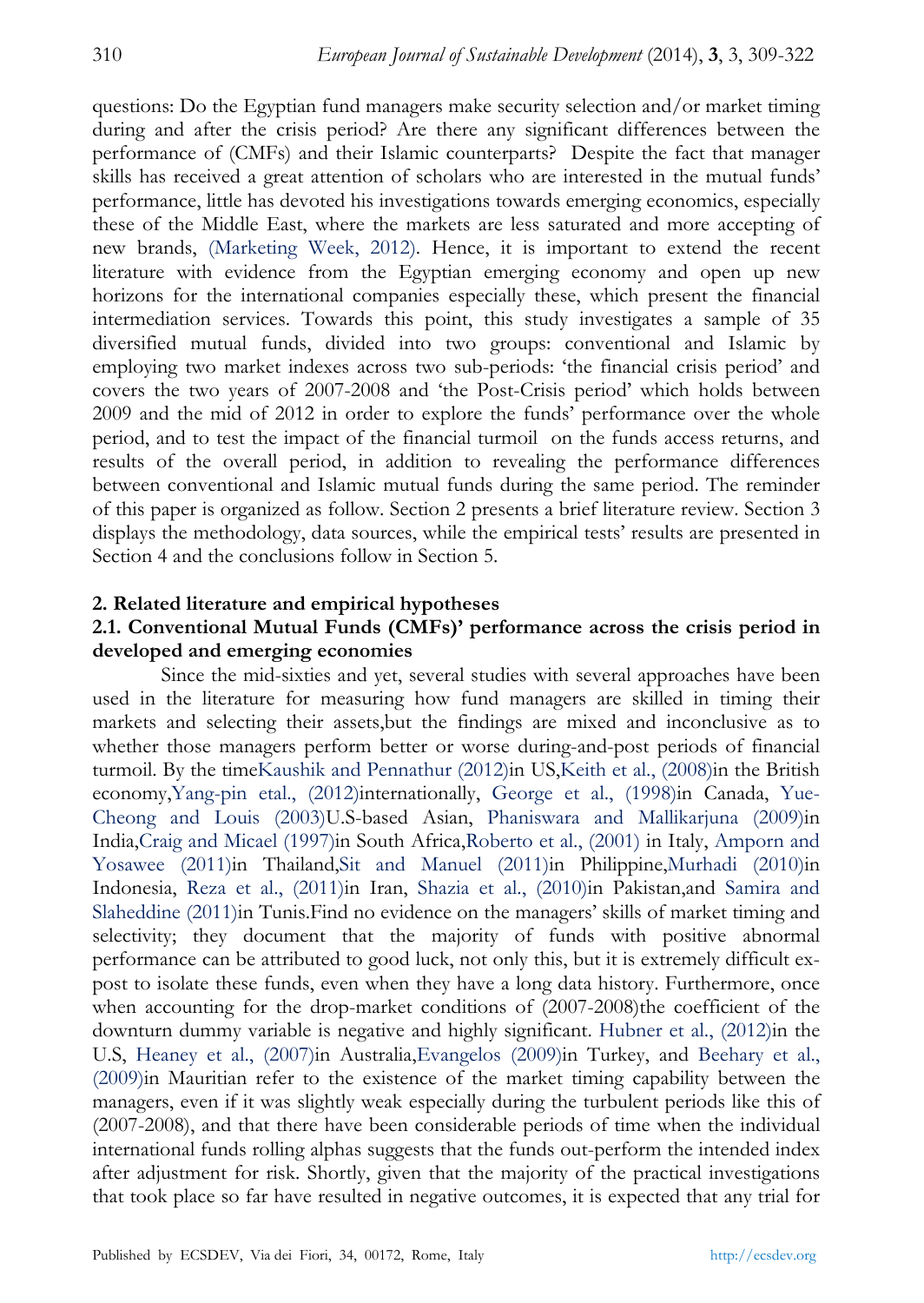questions: Do the Egyptian fund managers make security selection and/or market timing during and after the crisis period? Are there any significant differences between the performance of (CMFs) and their Islamic counterparts? Despite the fact that manager skills has received a great attention of scholars who are interested in the mutual funds' performance, little has devoted his investigations towards emerging economics, especially these of the Middle East, where the markets are less saturated and more accepting of new brands, (Marketing Week, 2012). Hence, it is important to extend the recent literature with evidence from the Egyptian emerging economy and open up new horizons for the international companies especially these, which present the financial intermediation services. Towards this point, this study investigates a sample of 35 diversified mutual funds, divided into two groups: conventional and Islamic by employing two market indexes across two sub-periods: 'the financial crisis period' and covers the two years of 2007-2008 and 'the Post-Crisis period' which holds between 2009 and the mid of 2012 in order to explore the funds' performance over the whole period, and to test the impact of the financial turmoil on the funds access returns, and results of the overall period, in addition to revealing the performance differences between conventional and Islamic mutual funds during the same period. The reminder of this paper is organized as follow. Section 2 presents a brief literature review. Section 3 displays the methodology, data sources, while the empirical tests' results are presented in Section 4 and the conclusions follow in Section 5.

## 2. Related literature and empirical hypotheses

### 2.1. Conventional Mutual Funds (CMFs)' performance across the crisis period in developed and emerging economies

Since the mid-sixties and yet, several studies with several approaches have been used in the literature for measuring how fund managers are skilled in timing their markets and selecting their assets,but the findings are mixed and inconclusive as to whether those managers perform better or worse during-and-post periods of financial turmoil. By the timeKaushik and Pennathur (2012)in US,Keith et al., (2008)in the British economy,Yang-pin etal., (2012)internationally, George et al., (1998)in Canada, Yue-Cheong and Louis (2003)U.S-based Asian, Phaniswara and Mallikarjuna (2009)in India,Craig and Micael (1997)in South Africa,Roberto et al., (2001) in Italy, Amporn and Yosawee (2011)in Thailand,Sit and Manuel (2011)in Philippine,Murhadi (2010)in Indonesia, Reza et al., (2011)in Iran, Shazia et al., (2010)in Pakistan,and Samira and Slaheddine (2011)in Tunis.Find no evidence on the managers' skills of market timing and selectivity; they document that the majority of funds with positive abnormal performance can be attributed to good luck, not only this, but it is extremely difficult ex-post to isolate these funds, even when they have a long data history. Furthermore, once when accounting for the drop-market conditions of (2007-2008)the coefficient of the downturn dummy variable is negative and highly significant. Hubner et al., (2012)in the U.S, Heaney et al., (2007)in Australia,Evangelos (2009)in Turkey, and Beehary et al., (2009)in Mauritian refer to the existence of the market timing capability between the managers, even if it was slightly weak especially during the turbulent periods like this of (2007-2008), and that there have been considerable periods of time when the individual international funds rolling alphas suggests that the funds out-perform the intended index after adjustment for risk. Shortly, given that the majority of the practical investigations that took place so far have resulted in negative outcomes, it is expected that any trial for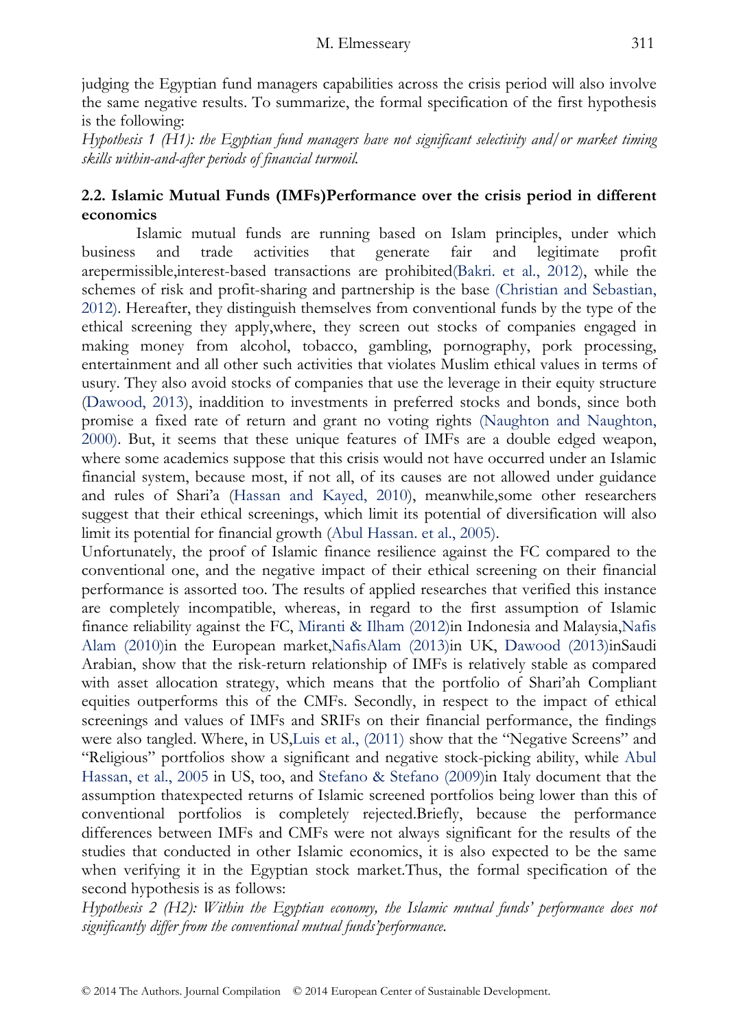judging the Egyptian fund managers capabilities across the crisis period will also involve the same negative results. To summarize, the formal specification of the first hypothesis is the following:

*Hypothesis 1 (H1): the Egyptian fund managers have not significant selectivity and/or market timing skills within-and-after periods of financial turmoil.*

### 2.2. Islamic Mutual Funds (IMFs)Performance over the crisis period in different economics

Islamic mutual funds are running based on Islam principles, under which business and trade activities that generate fair and legitimate profit arepermissible,interest-based transactions are prohibited(Bakri. et al., 2012), while the schemes of risk and profit-sharing and partnership is the base (Christian and Sebastian, 2012). Hereafter, they distinguish themselves from conventional funds by the type of the ethical screening they apply,where, they screen out stocks of companies engaged in making money from alcohol, tobacco, gambling, pornography, pork processing, entertainment and all other such activities that violates Muslim ethical values in terms of usury. They also avoid stocks of companies that use the leverage in their equity structure (Dawood, 2013), inaddition to investments in preferred stocks and bonds, since both promise a fixed rate of return and grant no voting rights (Naughton and Naughton, 2000). But, it seems that these unique features of IMFs are a double edged weapon, where some academics suppose that this crisis would not have occurred under an Islamic financial system, because most, if not all, of its causes are not allowed under guidance and rules of Shari'a (Hassan and Kayed, 2010), meanwhile,some other researchers suggest that their ethical screenings, which limit its potential of diversification will also limit its potential for financial growth (Abul Hassan. et al., 2005).

Unfortunately, the proof of Islamic finance resilience against the FC compared to the conventional one, and the negative impact of their ethical screening on their financial performance is assorted too. The results of applied researches that verified this instance are completely incompatible, whereas, in regard to the first assumption of Islamic finance reliability against the FC, Miranti & Ilham (2012)in Indonesia and Malaysia,Nafis Alam (2010)in the European market,NafisAlam (2013)in UK, Dawood (2013)inSaudi Arabian, show that the risk-return relationship of IMFs is relatively stable as compared with asset allocation strategy, which means that the portfolio of Shari'ah Compliant equities outperforms this of the CMFs. Secondly, in respect to the impact of ethical screenings and values of IMFs and SRIFs on their financial performance, the findings were also tangled. Where, in US,Luis et al., (2011) show that the "Negative Screens" and "Religious" portfolios show a significant and negative stock-picking ability, while Abul Hassan, et al., 2005 in US, too, and Stefano & Stefano (2009)in Italy document that the assumption thatexpected returns of Islamic screened portfolios being lower than this of conventional portfolios is completely rejected.Briefly, because the performance differences between IMFs and CMFs were not always significant for the results of the studies that conducted in other Islamic economics, it is also expected to be the same when verifying it in the Egyptian stock market.Thus, the formal specification of the second hypothesis is as follows:

*Hypothesis 2 (H2): Within the Egyptian economy, the Islamic mutual funds' performance does not significantly differ from the conventional mutual funds'performance.*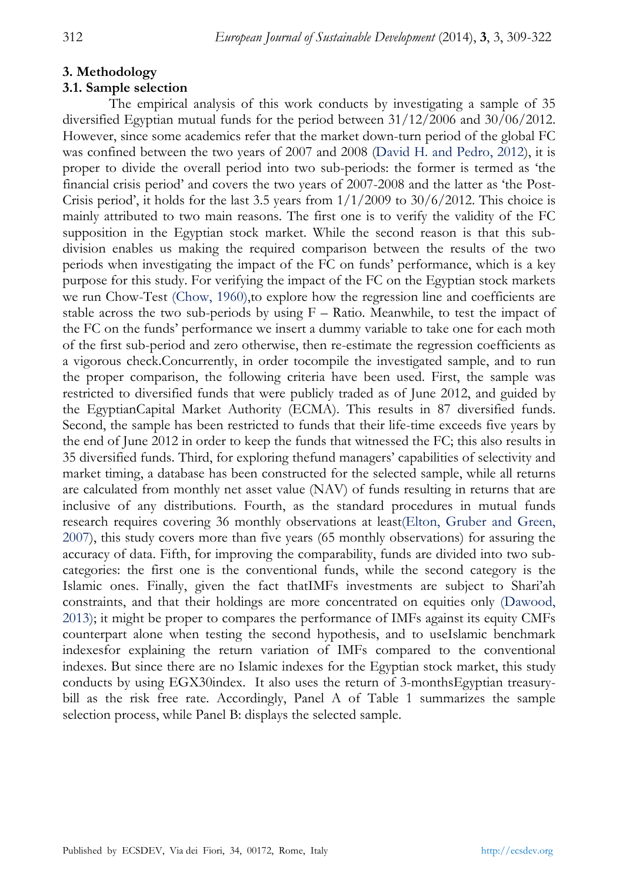## 3. Methodology

### 3.1. Sample selection

The empirical analysis of this work conducts by investigating a sample of 35 diversified Egyptian mutual funds for the period between 31/12/2006 and 30/06/2012. However, since some academics refer that the market down-turn period of the global FC was confined between the two years of 2007 and 2008 (David H. and Pedro, 2012), it is proper to divide the overall period into two sub-periods: the former is termed as 'the financial crisis period' and covers the two years of 2007-2008 and the latter as 'the Post-Crisis period', it holds for the last 3.5 years from 1/1/2009 to 30/6/2012. This choice is mainly attributed to two main reasons. The first one is to verify the validity of the FC supposition in the Egyptian stock market. While the second reason is that this sub-division enables us making the required comparison between the results of the two periods when investigating the impact of the FC on funds' performance, which is a key purpose for this study. For verifying the impact of the FC on the Egyptian stock markets we run Chow-Test (Chow, 1960),to explore how the regression line and coefficients are stable across the two sub-periods by using F – Ratio. Meanwhile, to test the impact of the FC on the funds' performance we insert a dummy variable to take one for each moth of the first sub-period and zero otherwise, then re-estimate the regression coefficients as a vigorous check.Concurrently, in order tocompile the investigated sample, and to run the proper comparison, the following criteria have been used. First, the sample was restricted to diversified funds that were publicly traded as of June 2012, and guided by the EgyptianCapital Market Authority (ECMA). This results in 87 diversified funds. Second, the sample has been restricted to funds that their life-time exceeds five years by the end of June 2012 in order to keep the funds that witnessed the FC; this also results in 35 diversified funds. Third, for exploring thefund managers' capabilities of selectivity and market timing, a database has been constructed for the selected sample, while all returns are calculated from monthly net asset value (NAV) of funds resulting in returns that are inclusive of any distributions. Fourth, as the standard procedures in mutual funds research requires covering 36 monthly observations at least(Elton, Gruber and Green, 2007), this study covers more than five years (65 monthly observations) for assuring the accuracy of data. Fifth, for improving the comparability, funds are divided into two sub-categories: the first one is the conventional funds, while the second category is the Islamic ones. Finally, given the fact thatIMFs investments are subject to Shari'ah constraints, and that their holdings are more concentrated on equities only (Dawood, 2013); it might be proper to compares the performance of IMFs against its equity CMFs counterpart alone when testing the second hypothesis, and to useIslamic benchmark indexesfor explaining the return variation of IMFs compared to the conventional indexes. But since there are no Islamic indexes for the Egyptian stock market, this study conducts by using EGX30index. It also uses the return of 3-monthsEgyptian treasury-bill as the risk free rate. Accordingly, Panel A of Table 1 summarizes the sample selection process, while Panel B: displays the selected sample.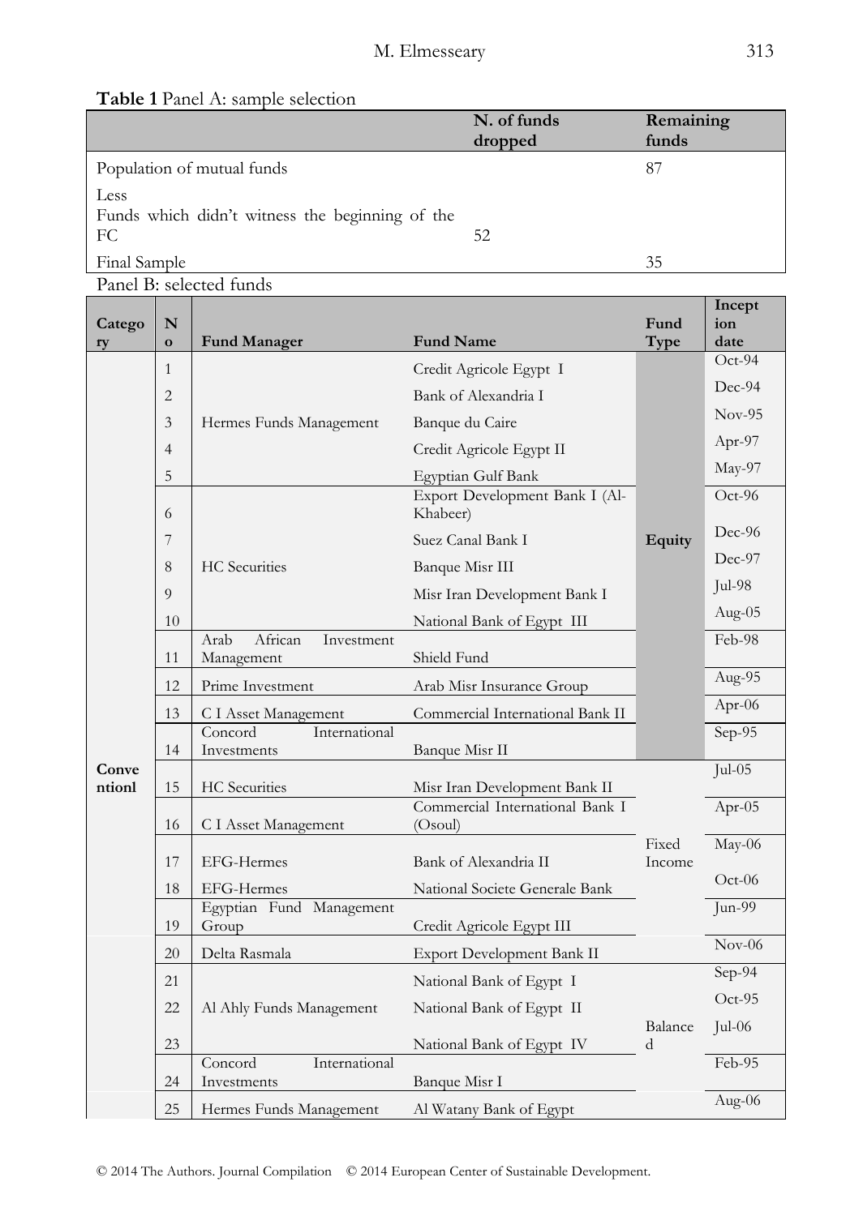**Table 1** Panel A: sample selection

| | N. of funds dropped | Remaining funds |
|---|---|---|
| Population of mutual funds | | 87 |
| Less<br>Funds which didn't witness the beginning of the FC | 52 | |
| Final Sample | | 35 |

Panel B: selected funds

| Category | No | Fund Manager | Fund Name | Fund Type | Inception date |
|---|---|---|---|---|---|
| Conventionl | 1 | Hermes Funds Management | Credit Agricole Egypt I | Equity | Oct-94 |
| | 2 | | Bank of Alexandria I | | Dec-94 |
| | 3 | | Banque du Caire | | Nov-95 |
| | 4 | | Credit Agricole Egypt II | | Apr-97 |
| | 5 | | Egyptian Gulf Bank | | May-97 |
| | 6 | HC Securities | Export Development Bank I (Al-Khabeer) | | Oct-96 |
| | 7 | | Suez Canal Bank I | | Dec-96 |
| | 8 | | Banque Misr III | | Dec-97 |
| | 9 | | Misr Iran Development Bank I | | Jul-98 |
| | 10 | | National Bank of Egypt III | | Aug-05 |
| | 11 | Arab African Investment Management | Shield Fund | | Feb-98 |
| | 12 | Prime Investment | Arab Misr Insurance Group | | Aug-95 |
| | 13 | C I Asset Management | Commercial International Bank II | | Apr-06 |
| | 14 | Concord International Investments | Banque Misr II | | Sep-95 |
| | 15 | HC Securities | Misr Iran Development Bank II | Fixed Income | Jul-05 |
| | 16 | C I Asset Management | Commercial International Bank I (Osoul) | | Apr-05 |
| | 17 | EFG-Hermes | Bank of Alexandria II | | May-06 |
| | 18 | EFG-Hermes | National Societe Generale Bank | | Oct-06 |
| | 19 | Egyptian Fund Management Group | Credit Agricole Egypt III | | Jun-99 |
| | 20 | Delta Rasmala | Export Development Bank II | Balanced | Nov-06 |
| | 21 | Al Ahly Funds Management | National Bank of Egypt I | | Sep-94 |
| | 22 | | National Bank of Egypt II | | Oct-95 |
| | 23 | | National Bank of Egypt IV | | Jul-06 |
| | 24 | Concord International Investments | Banque Misr I | | Feb-95 |
| | 25 | Hermes Funds Management | Al Watany Bank of Egypt | | Aug-06 |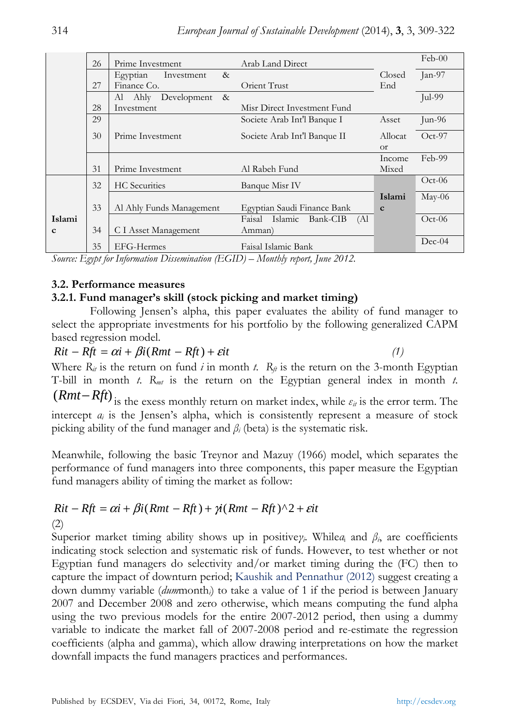| | | | | | |
|---|---|---|---|---|---|
| | 26 | Prime Investment | Arab Land Direct | Closed End | Feb-00 |
| | 27 | Egyptian Investment & Finance Co. | Orient Trust | | Jan-97 |
| | 28 | Al Ahly Development & Investment | Misr Direct Investment Fund | | Jul-99 |
| | 29 | Prime Investment | Societe Arab Int'l Banque I | Asset Allocator | Jun-96 |
| | 30 | | Societe Arab Int'l Banque II | | Oct-97 |
| | 31 | Prime Investment | Al Rabeh Fund | Income Mixed | Feb-99 |
| Islamic | 32 | HC Securities | Banque Misr IV | **Islamic** | Oct-06 |
| | 33 | Al Ahly Funds Management | Egyptian Saudi Finance Bank | | May-06 |
| | 34 | C I Asset Management | Faisal Islamic Bank-CIB (Al Amman) | | Oct-06 |
| | 35 | EFG-Hermes | Faisal Islamic Bank | | Dec-04 |

*Source: Egypt for Information Dissemination (EGID) – Monthly report, June 2012.*

### 3.2. Performance measures

#### 3.2.1. Fund manager's skill (stock picking and market timing)

Following Jensen's alpha, this paper evaluates the ability of fund manager to select the appropriate investments for his portfolio by the following generalized CAPM based regression model.

$$Rit - Rft = \alpha i + \beta i(Rmt - Rft) + \varepsilon it \qquad (1)$$

Where $R_{it}$ is the return on fund *i* in month *t*. $R_{ft}$ is the return on the 3-month Egyptian T-bill in month *t*. $R_{mt}$ is the return on the Egyptian general index in month *t*. $(Rmt - Rft)$ is the exess monthly return on market index, while $\varepsilon_{it}$ is the error term. The intercept $a_i$ is the Jensen's alpha, which is consistenly represent a measure of stock picking ability of the fund manager and $\beta_i$ (beta) is the systematic risk.

Meanwhile, following the basic Treynor and Mazuy (1966) model, which separates the performance of fund managers into three components, this paper measure the Egyptian fund managers ability of timing the market as follow:

$$Rit - Rft = \alpha i + \beta i(Rmt - Rft) + \gamma i(Rmt - Rft)^{\wedge}2 + \varepsilon it$$

(2)

Superior market timing ability shows up in positive $\gamma_i$. While $a_i$ and $\beta_i$, are coefficients indicating stock selection and systematic risk of funds. However, to test whether or not Egyptian fund managers do selectivity and/or market timing during the (FC) then to capture the impact of downturn period; Kaushik and Pennathur (2012) suggest creating a down dummy variable (*dum*month$_i$) to take a value of 1 if the period is between January 2007 and December 2008 and zero otherwise, which means computing the fund alpha using the two previous models for the entire 2007-2012 period, then using a dummy variable to indicate the market fall of 2007-2008 period and re-estimate the regression coefficients (alpha and gamma), which allow drawing interpretations on how the market downfall impacts the fund managers practices and performances.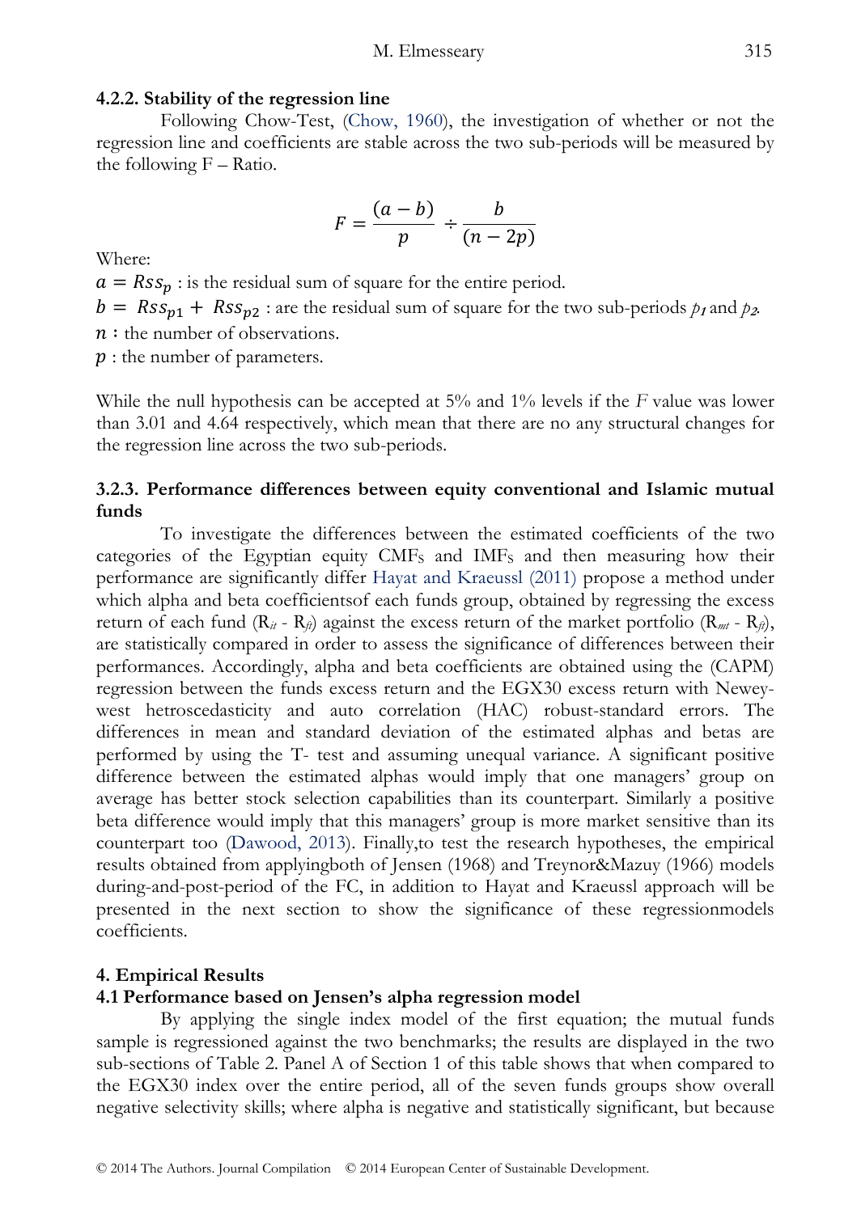#### 4.2.2. Stability of the regression line

Following Chow-Test, (Chow, 1960), the investigation of whether or not the regression line and coefficients are stable across the two sub-periods will be measured by the following F – Ratio.

$$F = \frac{(a-b)}{p} \div \frac{b}{(n-2p)}$$

Where:

$a = Rss_p$ : is the residual sum of square for the entire period.

$b = Rss_{p1} + Rss_{p2}$ : are the residual sum of square for the two sub-periods $p_1$ and $p_2$.

$n$ : the number of observations.

$p$ : the number of parameters.

While the null hypothesis can be accepted at 5% and 1% levels if the *F* value was lower than 3.01 and 4.64 respectively, which mean that there are no any structural changes for the regression line across the two sub-periods.

#### 3.2.3. Performance differences between equity conventional and Islamic mutual funds

To investigate the differences between the estimated coefficients of the two categories of the Egyptian equity $CMF_S$ and $IMF_S$ and then measuring how their performance are significantly differ Hayat and Kraeussl (2011) propose a method under which alpha and beta coefficientsof each funds group, obtained by regressing the excess return of each fund ($R_{it}$ - $R_{ft}$) against the excess return of the market portfolio ($R_{mt}$ - $R_{ft}$), are statistically compared in order to assess the significance of differences between their performances. Accordingly, alpha and beta coefficients are obtained using the (CAPM) regression between the funds excess return and the EGX30 excess return with Newey-west hetroscedasticity and auto correlation (HAC) robust-standard errors. The differences in mean and standard deviation of the estimated alphas and betas are performed by using the T- test and assuming unequal variance. A significant positive difference between the estimated alphas would imply that one managers' group on average has better stock selection capabilities than its counterpart. Similarly a positive beta difference would imply that this managers' group is more market sensitive than its counterpart too (Dawood, 2013). Finally,to test the research hypotheses, the empirical results obtained from applyingboth of Jensen (1968) and Treynor&Mazuy (1966) models during-and-post-period of the FC, in addition to Hayat and Kraeussl approach will be presented in the next section to show the significance of these regressionmodels coefficients.

## 4. Empirical Results

### 4.1 Performance based on Jensen's alpha regression model

By applying the single index model of the first equation; the mutual funds sample is regressioned against the two benchmarks; the results are displayed in the two sub-sections of Table 2. Panel A of Section 1 of this table shows that when compared to the EGX30 index over the entire period, all of the seven funds groups show overall negative selectivity skills; where alpha is negative and statistically significant, but because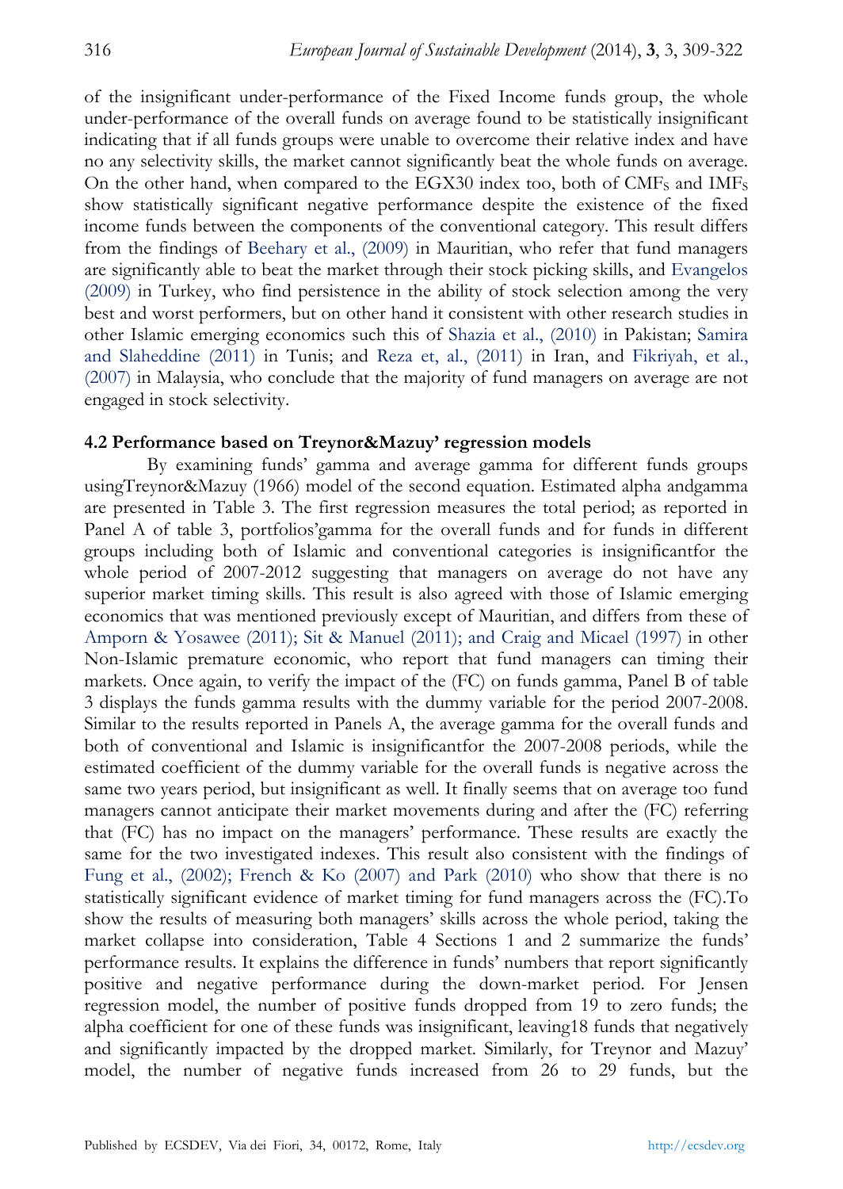of the insignificant under-performance of the Fixed Income funds group, the whole under-performance of the overall funds on average found to be statistically insignificant indicating that if all funds groups were unable to overcome their relative index and have no any selectivity skills, the market cannot significantly beat the whole funds on average. On the other hand, when compared to the EGX30 index too, both of CMF$_S$ and IMF$_S$ show statistically significant negative performance despite the existence of the fixed income funds between the components of the conventional category. This result differs from the findings of Beehary et al., (2009) in Mauritian, who refer that fund managers are significantly able to beat the market through their stock picking skills, and Evangelos (2009) in Turkey, who find persistence in the ability of stock selection among the very best and worst performers, but on other hand it consistent with other research studies in other Islamic emerging economics such this of Shazia et al., (2010) in Pakistan; Samira and Slaheddine (2011) in Tunis; and Reza et, al., (2011) in Iran, and Fikriyah, et al., (2007) in Malaysia, who conclude that the majority of fund managers on average are not engaged in stock selectivity.

### 4.2 Performance based on Treynor&Mazuy' regression models

By examining funds' gamma and average gamma for different funds groups usingTreynor&Mazuy (1966) model of the second equation. Estimated alpha andgamma are presented in Table 3. The first regression measures the total period; as reported in Panel A of table 3, portfolios'gamma for the overall funds and for funds in different groups including both of Islamic and conventional categories is insignificantfor the whole period of 2007-2012 suggesting that managers on average do not have any superior market timing skills. This result is also agreed with those of Islamic emerging economics that was mentioned previously except of Mauritian, and differs from these of Amporn & Yosawee (2011); Sit & Manuel (2011); and Craig and Micael (1997) in other Non-Islamic premature economic, who report that fund managers can timing their markets. Once again, to verify the impact of the (FC) on funds gamma, Panel B of table 3 displays the funds gamma results with the dummy variable for the period 2007-2008. Similar to the results reported in Panels A, the average gamma for the overall funds and both of conventional and Islamic is insignificantfor the 2007-2008 periods, while the estimated coefficient of the dummy variable for the overall funds is negative across the same two years period, but insignificant as well. It finally seems that on average too fund managers cannot anticipate their market movements during and after the (FC) referring that (FC) has no impact on the managers' performance. These results are exactly the same for the two investigated indexes. This result also consistent with the findings of Fung et al., (2002); French & Ko (2007) and Park (2010) who show that there is no statistically significant evidence of market timing for fund managers across the (FC).To show the results of measuring both managers' skills across the whole period, taking the market collapse into consideration, Table 4 Sections 1 and 2 summarize the funds' performance results. It explains the difference in funds' numbers that report significantly positive and negative performance during the down-market period. For Jensen regression model, the number of positive funds dropped from 19 to zero funds; the alpha coefficient for one of these funds was insignificant, leaving18 funds that negatively and significantly impacted by the dropped market. Similarly, for Treynor and Mazuy' model, the number of negative funds increased from 26 to 29 funds, but the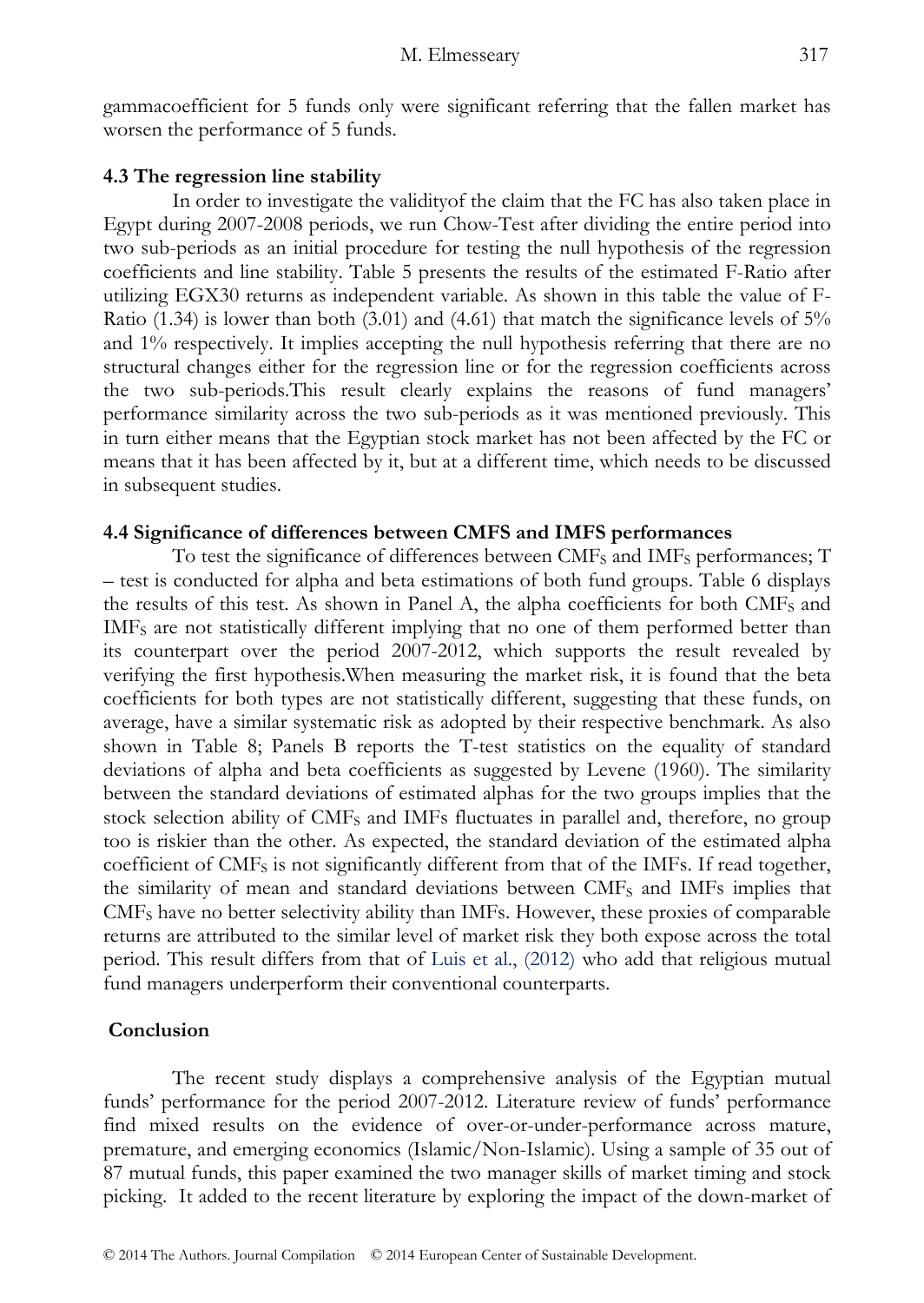gammacoefficient for 5 funds only were significant referring that the fallen market has worsen the performance of 5 funds.

### 4.3 The regression line stability

In order to investigate the validityof the claim that the FC has also taken place in Egypt during 2007-2008 periods, we run Chow-Test after dividing the entire period into two sub-periods as an initial procedure for testing the null hypothesis of the regression coefficients and line stability. Table 5 presents the results of the estimated F-Ratio after utilizing EGX30 returns as independent variable. As shown in this table the value of F-Ratio (1.34) is lower than both (3.01) and (4.61) that match the significance levels of 5% and 1% respectively. It implies accepting the null hypothesis referring that there are no structural changes either for the regression line or for the regression coefficients across the two sub-periods.This result clearly explains the reasons of fund managers' performance similarity across the two sub-periods as it was mentioned previously. This in turn either means that the Egyptian stock market has not been affected by the FC or means that it has been affected by it, but at a different time, which needs to be discussed in subsequent studies.

### 4.4 Significance of differences between CMFS and IMFS performances

To test the significance of differences between $CMF_S$ and $IMF_S$ performances; T – test is conducted for alpha and beta estimations of both fund groups. Table 6 displays the results of this test. As shown in Panel A, the alpha coefficients for both $CMF_S$ and $IMF_S$ are not statistically different implying that no one of them performed better than its counterpart over the period 2007-2012, which supports the result revealed by verifying the first hypothesis.When measuring the market risk, it is found that the beta coefficients for both types are not statistically different, suggesting that these funds, on average, have a similar systematic risk as adopted by their respective benchmark. As also shown in Table 8; Panels B reports the T-test statistics on the equality of standard deviations of alpha and beta coefficients as suggested by Levene (1960). The similarity between the standard deviations of estimated alphas for the two groups implies that the stock selection ability of $CMF_S$ and IMFs fluctuates in parallel and, therefore, no group too is riskier than the other. As expected, the standard deviation of the estimated alpha coefficient of $CMF_S$ is not significantly different from that of the IMFs. If read together, the similarity of mean and standard deviations between $CMF_S$ and IMFs implies that $CMF_S$ have no better selectivity ability than IMFs. However, these proxies of comparable returns are attributed to the similar level of market risk they both expose across the total period. This result differs from that of Luis et al., (2012) who add that religious mutual fund managers underperform their conventional counterparts.

### Conclusion

The recent study displays a comprehensive analysis of the Egyptian mutual funds' performance for the period 2007-2012. Literature review of funds' performance find mixed results on the evidence of over-or-under-performance across mature, premature, and emerging economics (Islamic/Non-Islamic). Using a sample of 35 out of 87 mutual funds, this paper examined the two manager skills of market timing and stock picking. It added to the recent literature by exploring the impact of the down-market of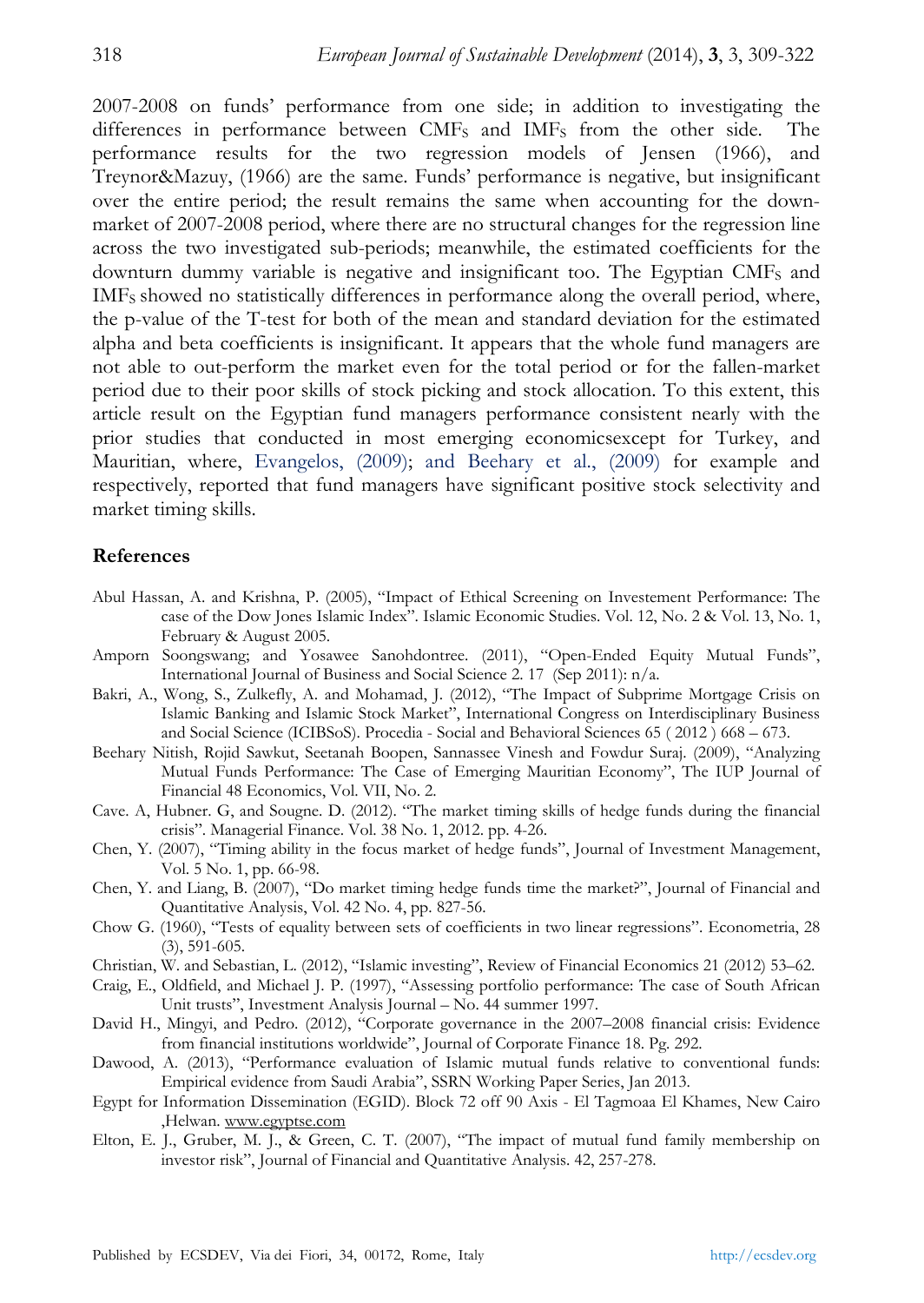2007-2008 on funds' performance from one side; in addition to investigating the differences in performance between $CMF_S$ and $IMF_S$ from the other side. The performance results for the two regression models of Jensen (1966), and Treynor&Mazuy, (1966) are the same. Funds' performance is negative, but insignificant over the entire period; the result remains the same when accounting for the down-market of 2007-2008 period, where there are no structural changes for the regression line across the two investigated sub-periods; meanwhile, the estimated coefficients for the downturn dummy variable is negative and insignificant too. The Egyptian $CMF_S$ and $IMF_S$ showed no statistically differences in performance along the overall period, where, the p-value of the T-test for both of the mean and standard deviation for the estimated alpha and beta coefficients is insignificant. It appears that the whole fund managers are not able to out-perform the market even for the total period or for the fallen-market period due to their poor skills of stock picking and stock allocation. To this extent, this article result on the Egyptian fund managers performance consistent nearly with the prior studies that conducted in most emerging economicsexcept for Turkey, and Mauritian, where, Evangelos, (2009); and Beehary et al., (2009) for example and respectively, reported that fund managers have significant positive stock selectivity and market timing skills.

## References

Abul Hassan, A. and Krishna, P. (2005), "Impact of Ethical Screening on Investement Performance: The case of the Dow Jones Islamic Index". Islamic Economic Studies. Vol. 12, No. 2 & Vol. 13, No. 1, February & August 2005.

Amporn Soongswang; and Yosawee Sanohdontree. (2011), "Open-Ended Equity Mutual Funds", International Journal of Business and Social Science 2. 17 (Sep 2011): n/a.

Bakri, A., Wong, S., Zulkefly, A. and Mohamad, J. (2012), "The Impact of Subprime Mortgage Crisis on Islamic Banking and Islamic Stock Market", International Congress on Interdisciplinary Business and Social Science (ICIBSoS). Procedia - Social and Behavioral Sciences 65 ( 2012 ) 668 – 673.

Beehary Nitish, Rojid Sawkut, Seetanah Boopen, Sannassee Vinesh and Fowdur Suraj. (2009), "Analyzing Mutual Funds Performance: The Case of Emerging Mauritian Economy", The IUP Journal of Financial 48 Economics, Vol. VII, No. 2.

Cave. A, Hubner. G, and Sougne. D. (2012). "The market timing skills of hedge funds during the financial crisis". Managerial Finance. Vol. 38 No. 1, 2012. pp. 4-26.

Chen, Y. (2007), "Timing ability in the focus market of hedge funds", Journal of Investment Management, Vol. 5 No. 1, pp. 66-98.

Chen, Y. and Liang, B. (2007), "Do market timing hedge funds time the market?", Journal of Financial and Quantitative Analysis, Vol. 42 No. 4, pp. 827-56.

Chow G. (1960), "Tests of equality between sets of coefficients in two linear regressions". Econometria, 28 (3), 591-605.

Christian, W. and Sebastian, L. (2012), "Islamic investing", Review of Financial Economics 21 (2012) 53–62.

Craig, E., Oldfield, and Michael J. P. (1997), "Assessing portfolio performance: The case of South African Unit trusts", Investment Analysis Journal – No. 44 summer 1997.

David H., Mingyi, and Pedro. (2012), "Corporate governance in the 2007–2008 financial crisis: Evidence from financial institutions worldwide", Journal of Corporate Finance 18. Pg. 292.

Dawood, A. (2013), "Performance evaluation of Islamic mutual funds relative to conventional funds: Empirical evidence from Saudi Arabia", SSRN Working Paper Series, Jan 2013.

Egypt for Information Dissemination (EGID). Block 72 off 90 Axis - El Tagmoaa El Khames, New Cairo ,Helwan. www.egyptse.com

Elton, E. J., Gruber, M. J., & Green, C. T. (2007), "The impact of mutual fund family membership on investor risk", Journal of Financial and Quantitative Analysis. 42, 257-278.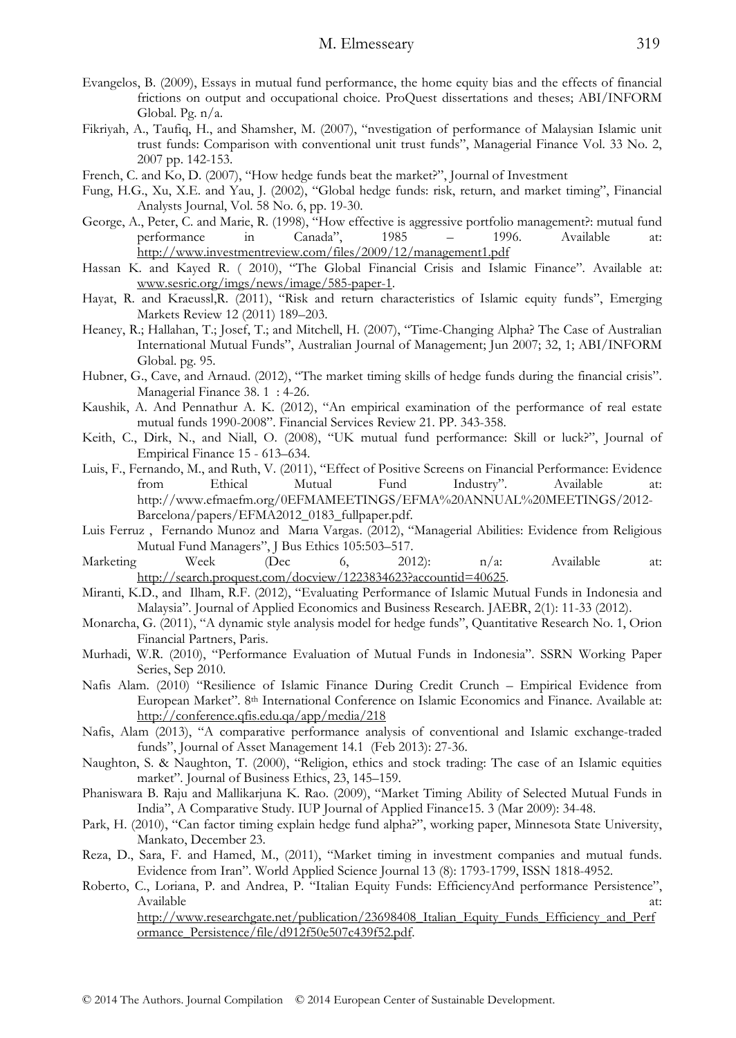Evangelos, B. (2009), Essays in mutual fund performance, the home equity bias and the effects of financial frictions on output and occupational choice. ProQuest dissertations and theses; ABI/INFORM Global. Pg. n/a.

Fikriyah, A., Taufiq, H., and Shamsher, M. (2007), "nvestigation of performance of Malaysian Islamic unit trust funds: Comparison with conventional unit trust funds", Managerial Finance Vol. 33 No. 2, 2007 pp. 142-153.

French, C. and Ko, D. (2007), "How hedge funds beat the market?", Journal of Investment

Fung, H.G., Xu, X.E. and Yau, J. (2002), "Global hedge funds: risk, return, and market timing", Financial Analysts Journal, Vol. 58 No. 6, pp. 19-30.

George, A., Peter, C. and Marie, R. (1998), "How effective is aggressive portfolio management?: mutual fund performance in Canada", 1985 – 1996. Available at: http://www.investmentreview.com/files/2009/12/management1.pdf

Hassan K. and Kayed R. ( 2010), "The Global Financial Crisis and Islamic Finance". Available at: www.sesric.org/imgs/news/image/585-paper-1.

Hayat, R. and Kraeussl,R. (2011), "Risk and return characteristics of Islamic equity funds", Emerging Markets Review 12 (2011) 189–203.

Heaney, R.; Hallahan, T.; Josef, T.; and Mitchell, H. (2007), "Time-Changing Alpha? The Case of Australian International Mutual Funds", Australian Journal of Management; Jun 2007; 32, 1; ABI/INFORM Global. pg. 95.

Hubner, G., Cave, and Arnaud. (2012), "The market timing skills of hedge funds during the financial crisis". Managerial Finance 38. 1 : 4-26.

Kaushik, A. And Pennathur A. K. (2012), "An empirical examination of the performance of real estate mutual funds 1990-2008". Financial Services Review 21. PP. 343-358.

Keith, C., Dirk, N., and Niall, O. (2008), "UK mutual fund performance: Skill or luck?", Journal of Empirical Finance 15 - 613–634.

Luis, F., Fernando, M., and Ruth, V. (2011), "Effect of Positive Screens on Financial Performance: Evidence from Ethical Mutual Fund Industry". Available at: http://www.efmaefm.org/0EFMAMEETINGS/EFMA%20ANNUAL%20MEETINGS/2012-Barcelona/papers/EFMA2012_0183_fullpaper.pdf.

Luis Ferruz , Fernando Munoz and Marıa Vargas. (2012), "Managerial Abilities: Evidence from Religious Mutual Fund Managers", J Bus Ethics 105:503–517.

Marketing Week (Dec 6, 2012): n/a: Available at: http://search.proquest.com/docview/1223834623?accountid=40625.

Miranti, K.D., and Ilham, R.F. (2012), "Evaluating Performance of Islamic Mutual Funds in Indonesia and Malaysia". Journal of Applied Economics and Business Research. JAEBR, 2(1): 11-33 (2012).

Monarcha, G. (2011), "A dynamic style analysis model for hedge funds", Quantitative Research No. 1, Orion Financial Partners, Paris.

Murhadi, W.R. (2010), "Performance Evaluation of Mutual Funds in Indonesia". SSRN Working Paper Series, Sep 2010.

Nafis Alam. (2010) "Resilience of Islamic Finance During Credit Crunch – Empirical Evidence from European Market". 8th International Conference on Islamic Economics and Finance. Available at: http://conference.qfis.edu.qa/app/media/218

Nafis, Alam (2013), "A comparative performance analysis of conventional and Islamic exchange-traded funds", Journal of Asset Management 14.1 (Feb 2013): 27-36.

Naughton, S. & Naughton, T. (2000), "Religion, ethics and stock trading: The case of an Islamic equities market". Journal of Business Ethics, 23, 145–159.

Phaniswara B. Raju and Mallikarjuna K. Rao. (2009), "Market Timing Ability of Selected Mutual Funds in India", A Comparative Study. IUP Journal of Applied Finance15. 3 (Mar 2009): 34-48.

Park, H. (2010), "Can factor timing explain hedge fund alpha?", working paper, Minnesota State University, Mankato, December 23.

Reza, D., Sara, F. and Hamed, M., (2011), "Market timing in investment companies and mutual funds. Evidence from Iran". World Applied Science Journal 13 (8): 1793-1799, ISSN 1818-4952.

Roberto, C., Loriana, P. and Andrea, P. "Italian Equity Funds: EfficiencyAnd performance Persistence", Available at: http://www.researchgate.net/publication/23698408_Italian_Equity_Funds_Efficiency_and_Performance_Persistence/file/d912f50e507c439f52.pdf.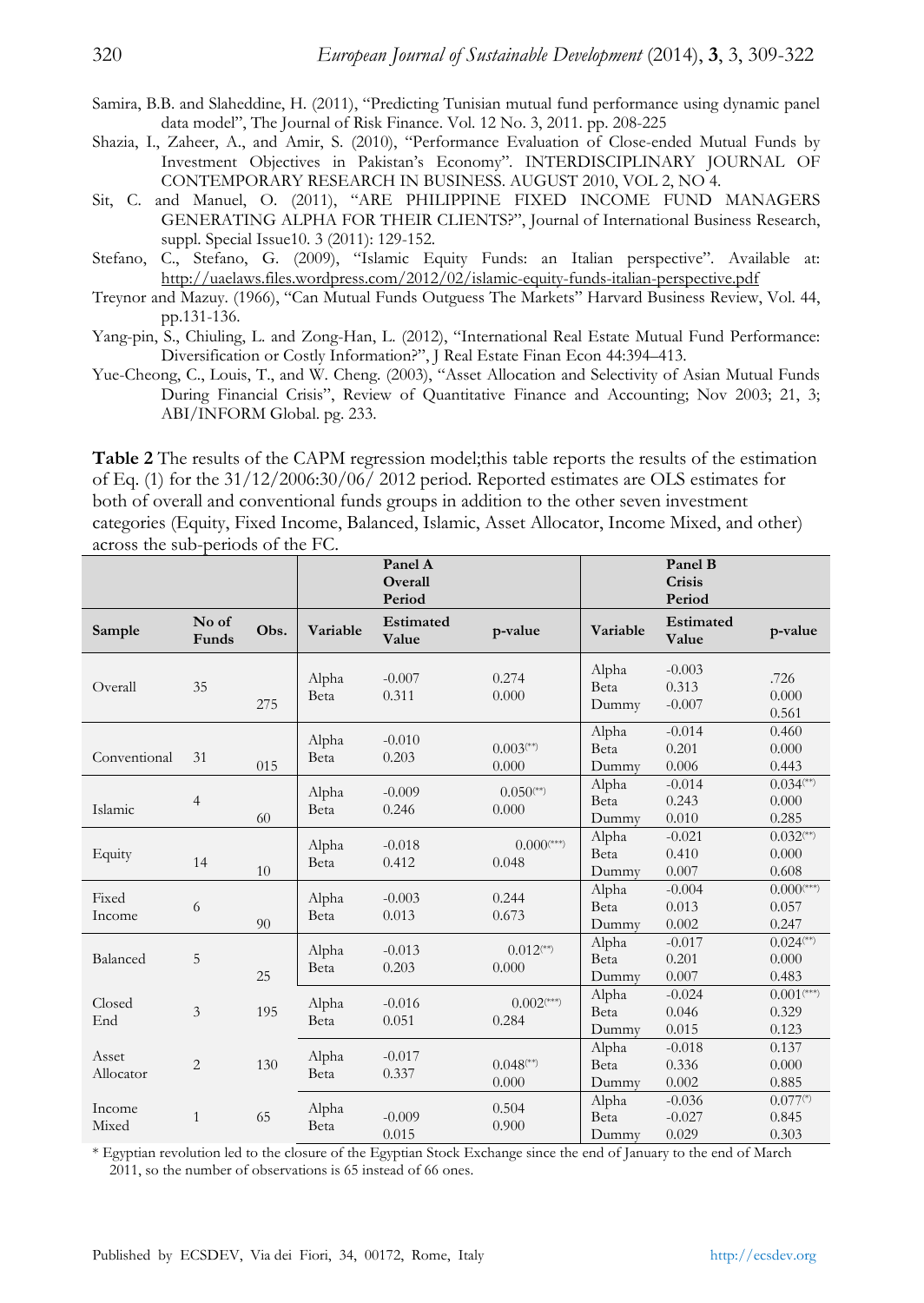Samira, B.B. and Slaheddine, H. (2011), "Predicting Tunisian mutual fund performance using dynamic panel data model", The Journal of Risk Finance. Vol. 12 No. 3, 2011. pp. 208-225

Shazia, I., Zaheer, A., and Amir, S. (2010), "Performance Evaluation of Close-ended Mutual Funds by Investment Objectives in Pakistan's Economy". INTERDISCIPLINARY JOURNAL OF CONTEMPORARY RESEARCH IN BUSINESS. AUGUST 2010, VOL 2, NO 4.

Sit, C. and Manuel, O. (2011), "ARE PHILIPPINE FIXED INCOME FUND MANAGERS GENERATING ALPHA FOR THEIR CLIENTS?", Journal of International Business Research, suppl. Special Issue10. 3 (2011): 129-152.

Stefano, C., Stefano, G. (2009), "Islamic Equity Funds: an Italian perspective". Available at: http://uaelaws.files.wordpress.com/2012/02/islamic-equity-funds-italian-perspective.pdf

Treynor and Mazuy. (1966), "Can Mutual Funds Outguess The Markets" Harvard Business Review, Vol. 44, pp.131-136.

Yang-pin, S., Chiuling, L. and Zong-Han, L. (2012), "International Real Estate Mutual Fund Performance: Diversification or Costly Information?", J Real Estate Finan Econ 44:394–413.

Yue-Cheong, C., Louis, T., and W. Cheng. (2003), "Asset Allocation and Selectivity of Asian Mutual Funds During Financial Crisis", Review of Quantitative Finance and Accounting; Nov 2003; 21, 3; ABI/INFORM Global. pg. 233.

**Table 2** The results of the CAPM regression model;this table reports the results of the estimation of Eq. (1) for the 31/12/2006:30/06/ 2012 period. Reported estimates are OLS estimates for both of overall and conventional funds groups in addition to the other seven investment categories (Equity, Fixed Income, Balanced, Islamic, Asset Allocator, Income Mixed, and other) across the sub-periods of the FC.

| | | | **Panel A Overall Period** | | | **Panel B Crisis Period** | | |
|---|---|---|---|---|---|---|---|---|
| **Sample** | **No of Funds** | **Obs.** | **Variable** | **Estimated Value** | **p-value** | **Variable** | **Estimated Value** | **p-value** |
| Overall | 35 | 275 | Alpha<br>Beta | -0.007<br>0.311 | 0.274<br>0.000 | Alpha<br>Beta<br>Dummy | -0.003<br>0.313<br>-0.007 | .726<br>0.000<br>0.561 |
| Conventional | 31 | 015 | Alpha<br>Beta | -0.010<br>0.203 | 0.003(**)<br>0.000 | Alpha<br>Beta<br>Dummy | -0.014<br>0.201<br>0.006 | 0.460<br>0.000<br>0.443 |
| Islamic | 4 | 60 | Alpha<br>Beta | -0.009<br>0.246 | 0.050(**)<br>0.000 | Alpha<br>Beta<br>Dummy | -0.014<br>0.243<br>0.010 | 0.034(**)<br>0.000<br>0.285 |
| Equity | 14 | 10 | Alpha<br>Beta | -0.018<br>0.412 | 0.000(***)<br>0.048 | Alpha<br>Beta<br>Dummy | -0.021<br>0.410<br>0.007 | 0.032(**)<br>0.000<br>0.608 |
| Fixed Income | 6 | 90 | Alpha<br>Beta | -0.003<br>0.013 | 0.244<br>0.673 | Alpha<br>Beta<br>Dummy | -0.004<br>0.013<br>0.002 | 0.000(***)<br>0.057<br>0.247 |
| Balanced | 5 | 25 | Alpha<br>Beta | -0.013<br>0.203 | 0.012(**)<br>0.000 | Alpha<br>Beta<br>Dummy | -0.017<br>0.201<br>0.007 | 0.024(**)<br>0.000<br>0.483 |
| Closed End | 3 | 195 | Alpha<br>Beta | -0.016<br>0.051 | 0.002(***)<br>0.284 | Alpha<br>Beta<br>Dummy | -0.024<br>0.046<br>0.015 | 0.001(***)<br>0.329<br>0.123 |
| Asset Allocator | 2 | 130 | Alpha<br>Beta | -0.017<br>0.337 | 0.048(**)<br>0.000 | Alpha<br>Beta<br>Dummy | -0.018<br>0.336<br>0.002 | 0.137<br>0.000<br>0.885 |
| Income Mixed | 1 | 65 | Alpha<br>Beta | -0.009<br>0.015 | 0.504<br>0.900 | Alpha<br>Beta<br>Dummy | -0.036<br>-0.027<br>0.029 | 0.077(*)<br>0.845<br>0.303 |

\* Egyptian revolution led to the closure of the Egyptian Stock Exchange since the end of January to the end of March 2011, so the number of observations is 65 instead of 66 ones.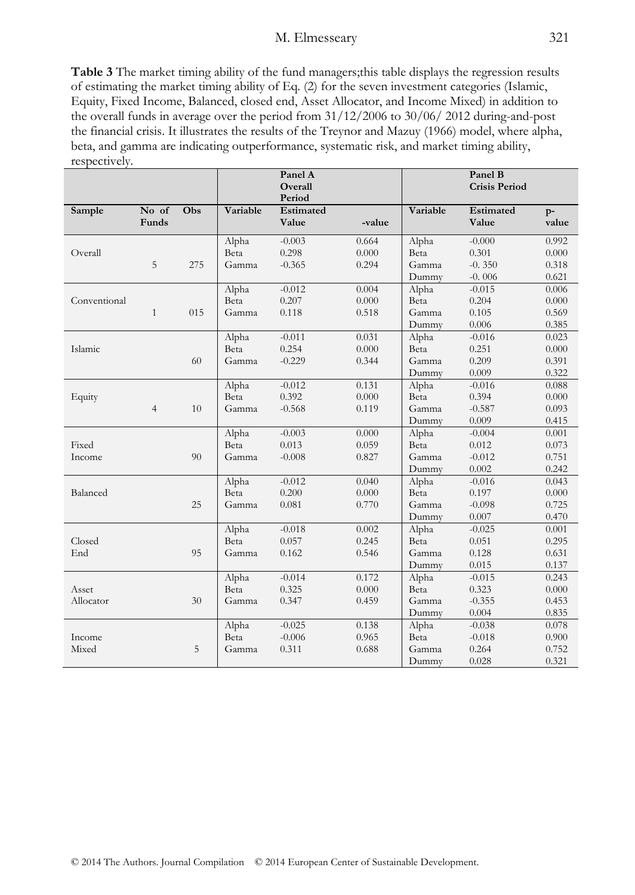**Table 3** The market timing ability of the fund managers;this table displays the regression results of estimating the market timing ability of Eq. (2) for the seven investment categories (Islamic, Equity, Fixed Income, Balanced, closed end, Asset Allocator, and Income Mixed) in addition to the overall funds in average over the period from 31/12/2006 to 30/06/ 2012 during-and-post the financial crisis. It illustrates the results of the Treynor and Mazuy (1966) model, where alpha, beta, and gamma are indicating outperformance, systematic risk, and market timing ability, respectively.

| | | | Panel A Overall Period | | | Panel B Crisis Period | | |
|---|---|---|---|---|---|---|---|---|
| **Sample** | **No of Funds** | **Obs** | **Variable** | **Estimated Value** | **-value** | **Variable** | **Estimated Value** | **p-value** |
| Overall | 5 | 275 | Alpha | -0.003 | 0.664 | Alpha | -0.000 | 0.992 |
| | | | Beta | 0.298 | 0.000 | Beta | 0.301 | 0.000 |
| | | | Gamma | -0.365 | 0.294 | Gamma | -0. 350 | 0.318 |
| | | | | | | Dummy | -0. 006 | 0.621 |
| Conventional | 1 | 015 | Alpha | -0.012 | 0.004 | Alpha | -0.015 | 0.006 |
| | | | Beta | 0.207 | 0.000 | Beta | 0.204 | 0.000 |
| | | | Gamma | 0.118 | 0.518 | Gamma | 0.105 | 0.569 |
| | | | | | | Dummy | 0.006 | 0.385 |
| Islamic | | 60 | Alpha | -0.011 | 0.031 | Alpha | -0.016 | 0.023 |
| | | | Beta | 0.254 | 0.000 | Beta | 0.251 | 0.000 |
| | | | Gamma | -0.229 | 0.344 | Gamma | 0.209 | 0.391 |
| | | | | | | Dummy | 0.009 | 0.322 |
| Equity | 4 | 10 | Alpha | -0.012 | 0.131 | Alpha | -0.016 | 0.088 |
| | | | Beta | 0.392 | 0.000 | Beta | 0.394 | 0.000 |
| | | | Gamma | -0.568 | 0.119 | Gamma | -0.587 | 0.093 |
| | | | | | | Dummy | 0.009 | 0.415 |
| Fixed Income | | 90 | Alpha | -0.003 | 0.000 | Alpha | -0.004 | 0.001 |
| | | | Beta | 0.013 | 0.059 | Beta | 0.012 | 0.073 |
| | | | Gamma | -0.008 | 0.827 | Gamma | -0.012 | 0.751 |
| | | | | | | Dummy | 0.002 | 0.242 |
| Balanced | | 25 | Alpha | -0.012 | 0.040 | Alpha | -0.016 | 0.043 |
| | | | Beta | 0.200 | 0.000 | Beta | 0.197 | 0.000 |
| | | | Gamma | 0.081 | 0.770 | Gamma | -0.098 | 0.725 |
| | | | | | | Dummy | 0.007 | 0.470 |
| Closed End | | 95 | Alpha | -0.018 | 0.002 | Alpha | -0.025 | 0.001 |
| | | | Beta | 0.057 | 0.245 | Beta | 0.051 | 0.295 |
| | | | Gamma | 0.162 | 0.546 | Gamma | 0.128 | 0.631 |
| | | | | | | Dummy | 0.015 | 0.137 |
| Asset Allocator | | 30 | Alpha | -0.014 | 0.172 | Alpha | -0.015 | 0.243 |
| | | | Beta | 0.325 | 0.000 | Beta | 0.323 | 0.000 |
| | | | Gamma | 0.347 | 0.459 | Gamma | -0.355 | 0.453 |
| | | | | | | Dummy | 0.004 | 0.835 |
| Income Mixed | | 5 | Alpha | -0.025 | 0.138 | Alpha | -0.038 | 0.078 |
| | | | Beta | -0.006 | 0.965 | Beta | -0.018 | 0.900 |
| | | | Gamma | 0.311 | 0.688 | Gamma | 0.264 | 0.752 |
| | | | | | | Dummy | 0.028 | 0.321 |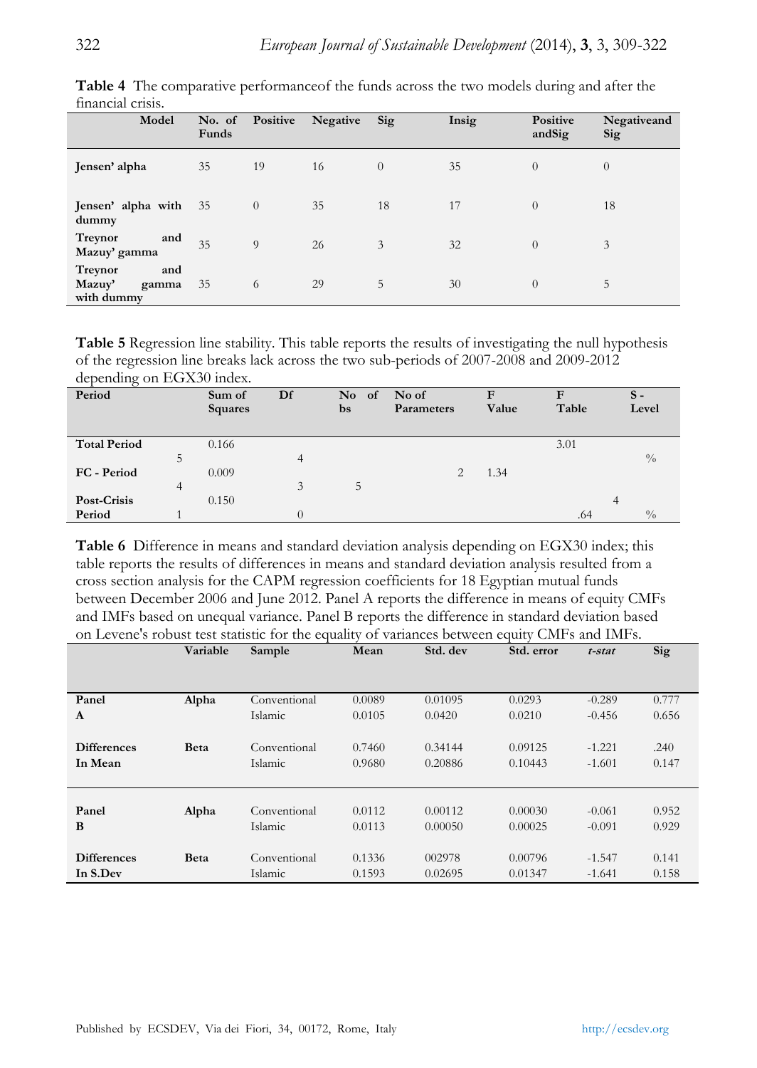**Table 4** The comparative performanceof the funds across the two models during and after the financial crisis.

| Model | No. of Funds | Positive | Negative | Sig | Insig | Positive andSig | Negativeand Sig |
|---|---|---|---|---|---|---|---|
| **Jensen' alpha** | 35 | 19 | 16 | 0 | 35 | 0 | 0 |
| **Jensen' alpha with dummy** | 35 | 0 | 35 | 18 | 17 | 0 | 18 |
| **Treynor and Mazuy' gamma** | 35 | 9 | 26 | 3 | 32 | 0 | 3 |
| **Treynor and Mazuy' gamma with dummy** | 35 | 6 | 29 | 5 | 30 | 0 | 5 |

**Table 5** Regression line stability. This table reports the results of investigating the null hypothesis of the regression line breaks lack across the two sub-periods of 2007-2008 and 2009-2012 depending on EGX30 index.

| Period | Sum of Squares | Df | No of bs | No of Parameters | F Value | F Table | S - Level |
|---|---|---|---|---|---|---|---|
| **Total Period** | 0.166 | | | | | 3.01 | |
| 5 | | 4 | | | | | % |
| **FC - Period** | 0.009 | | | 2 | 1.34 | | |
| 4 | | 3 | 5 | | | | |
| **Post-Crisis** | 0.150 | | | | | | 4 |
| **Period** 1 | | 0 | | | | .64 | % |

**Table 6** Difference in means and standard deviation analysis depending on EGX30 index; this table reports the results of differences in means and standard deviation analysis resulted from a cross section analysis for the CAPM regression coefficients for 18 Egyptian mutual funds between December 2006 and June 2012. Panel A reports the difference in means of equity CMFs and IMFs based on unequal variance. Panel B reports the difference in standard deviation based on Levene's robust test statistic for the equality of variances between equity CMFs and IMFs.

| | Variable | Sample | Mean | Std. dev | Std. error | *t-stat* | Sig |
|---|---|---|---|---|---|---|---|
| **Panel A** | **Alpha** | Conventional | 0.0089 | 0.01095 | 0.0293 | -0.289 | 0.777 |
| | | Islamic | 0.0105 | 0.0420 | 0.0210 | -0.456 | 0.656 |
| **Differences In Mean** | **Beta** | Conventional | 0.7460 | 0.34144 | 0.09125 | -1.221 | .240 |
| | | Islamic | 0.9680 | 0.20886 | 0.10443 | -1.601 | 0.147 |
| **Panel B** | **Alpha** | Conventional | 0.0112 | 0.00112 | 0.00030 | -0.061 | 0.952 |
| | | Islamic | 0.0113 | 0.00050 | 0.00025 | -0.091 | 0.929 |
| **Differences In S.Dev** | **Beta** | Conventional | 0.1336 | 002978 | 0.00796 | -1.547 | 0.141 |
| | | Islamic | 0.1593 | 0.02695 | 0.01347 | -1.641 | 0.158 |

Published by ECSDEV, Via dei Fiori, 34, 00172, Rome, Italy http://ecsdev.org